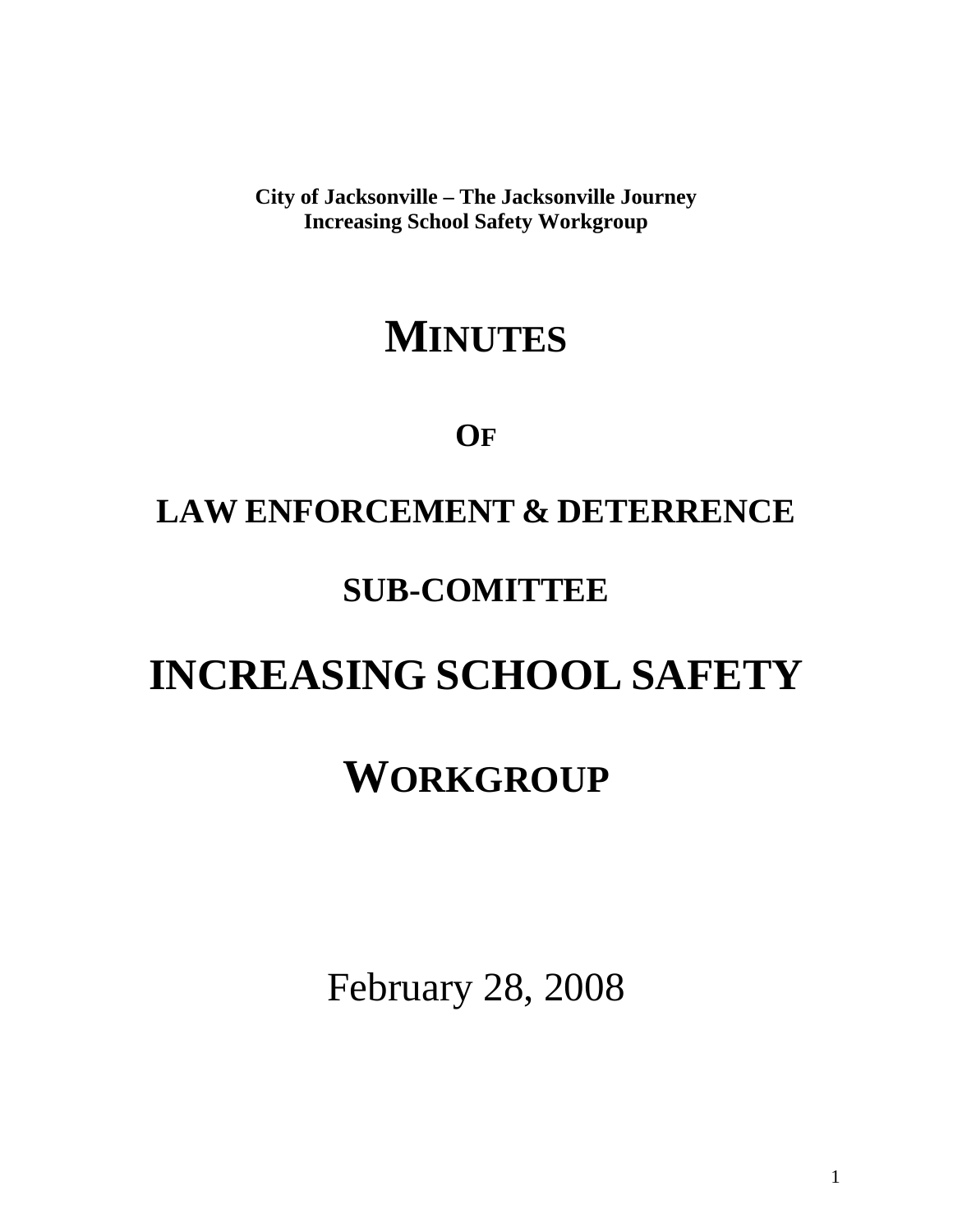**City of Jacksonville – The Jacksonville Journey**
**Increasing School Safety Workgroup**

# MINUTES

## OF

## LAW ENFORCEMENT & DETERRENCE

## SUB-COMITTEE

# INCREASING SCHOOL SAFETY

# WORKGROUP

February 28, 2008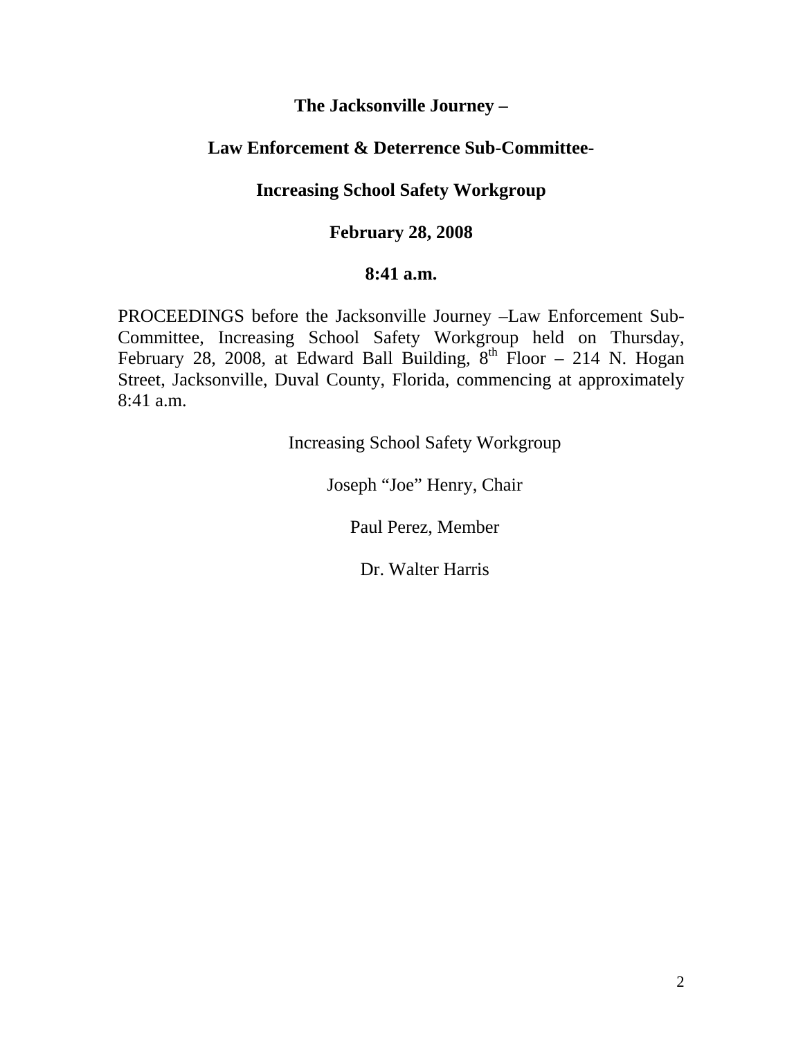**The Jacksonville Journey –**

**Law Enforcement & Deterrence Sub-Committee-**

**Increasing School Safety Workgroup**

**February 28, 2008**

**8:41 a.m.**

PROCEEDINGS before the Jacksonville Journey –Law Enforcement Sub-Committee, Increasing School Safety Workgroup held on Thursday, February 28, 2008, at Edward Ball Building, 8th Floor – 214 N. Hogan Street, Jacksonville, Duval County, Florida, commencing at approximately 8:41 a.m.

Increasing School Safety Workgroup

Joseph "Joe" Henry, Chair

Paul Perez, Member

Dr. Walter Harris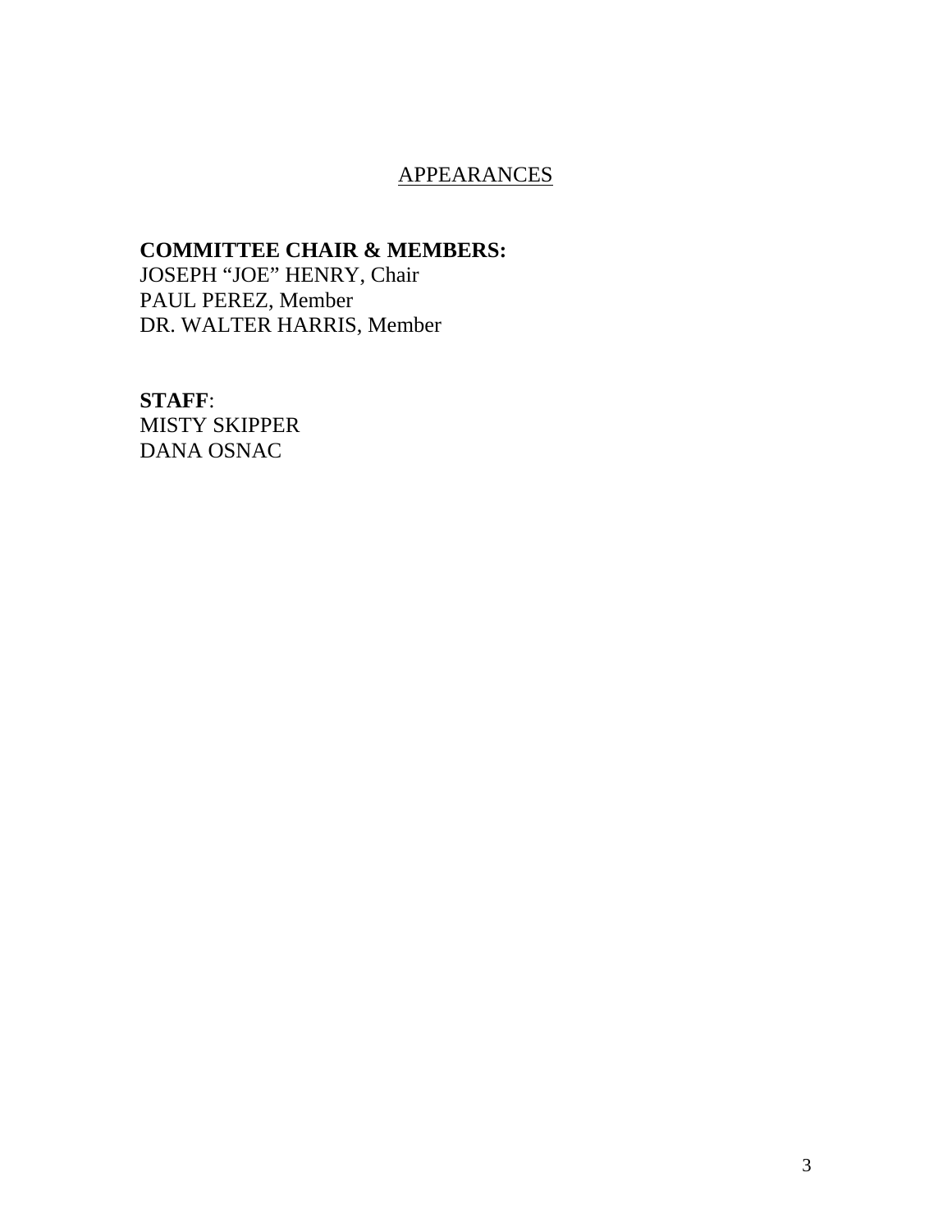# APPEARANCES

**COMMITTEE CHAIR & MEMBERS:**
JOSEPH “JOE” HENRY, Chair
PAUL PEREZ, Member
DR. WALTER HARRIS, Member

**STAFF**:
MISTY SKIPPER
DANA OSNAC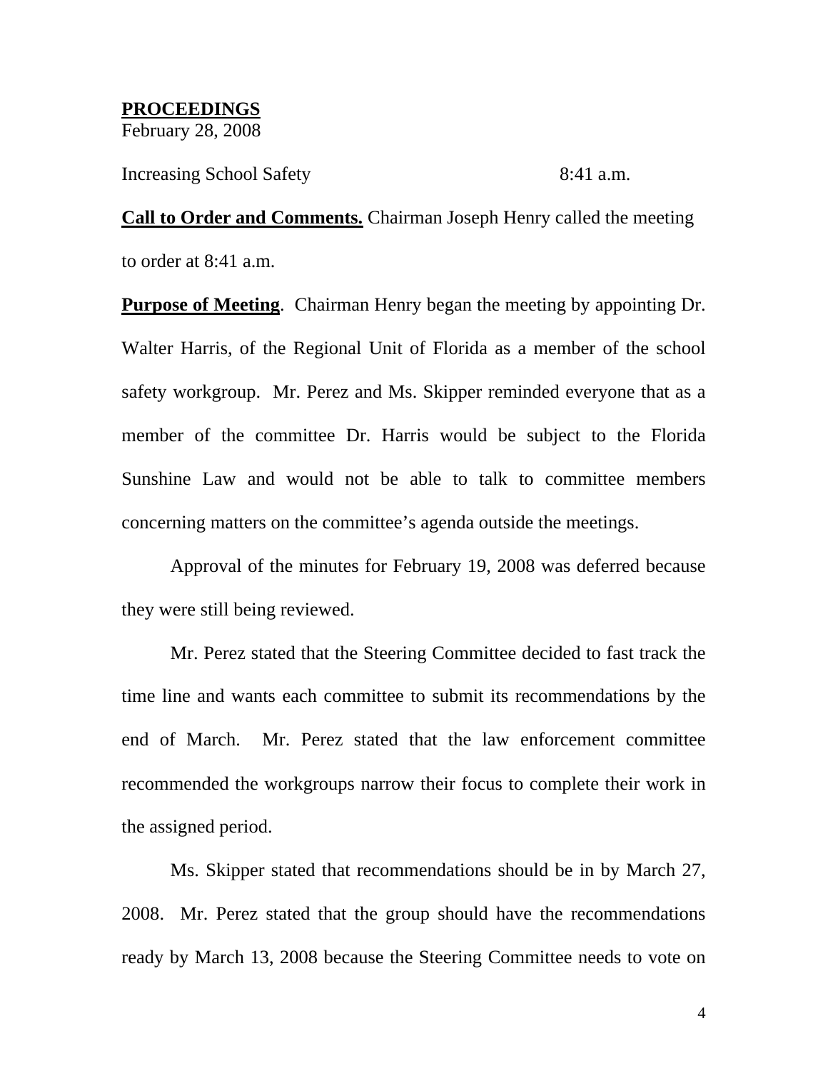**PROCEEDINGS**
February 28, 2008

Increasing School Safety 8:41 a.m.

**Call to Order and Comments.** Chairman Joseph Henry called the meeting to order at 8:41 a.m.

**Purpose of Meeting**. Chairman Henry began the meeting by appointing Dr. Walter Harris, of the Regional Unit of Florida as a member of the school safety workgroup. Mr. Perez and Ms. Skipper reminded everyone that as a member of the committee Dr. Harris would be subject to the Florida Sunshine Law and would not be able to talk to committee members concerning matters on the committee's agenda outside the meetings.

Approval of the minutes for February 19, 2008 was deferred because they were still being reviewed.

Mr. Perez stated that the Steering Committee decided to fast track the time line and wants each committee to submit its recommendations by the end of March. Mr. Perez stated that the law enforcement committee recommended the workgroups narrow their focus to complete their work in the assigned period.

Ms. Skipper stated that recommendations should be in by March 27, 2008. Mr. Perez stated that the group should have the recommendations ready by March 13, 2008 because the Steering Committee needs to vote on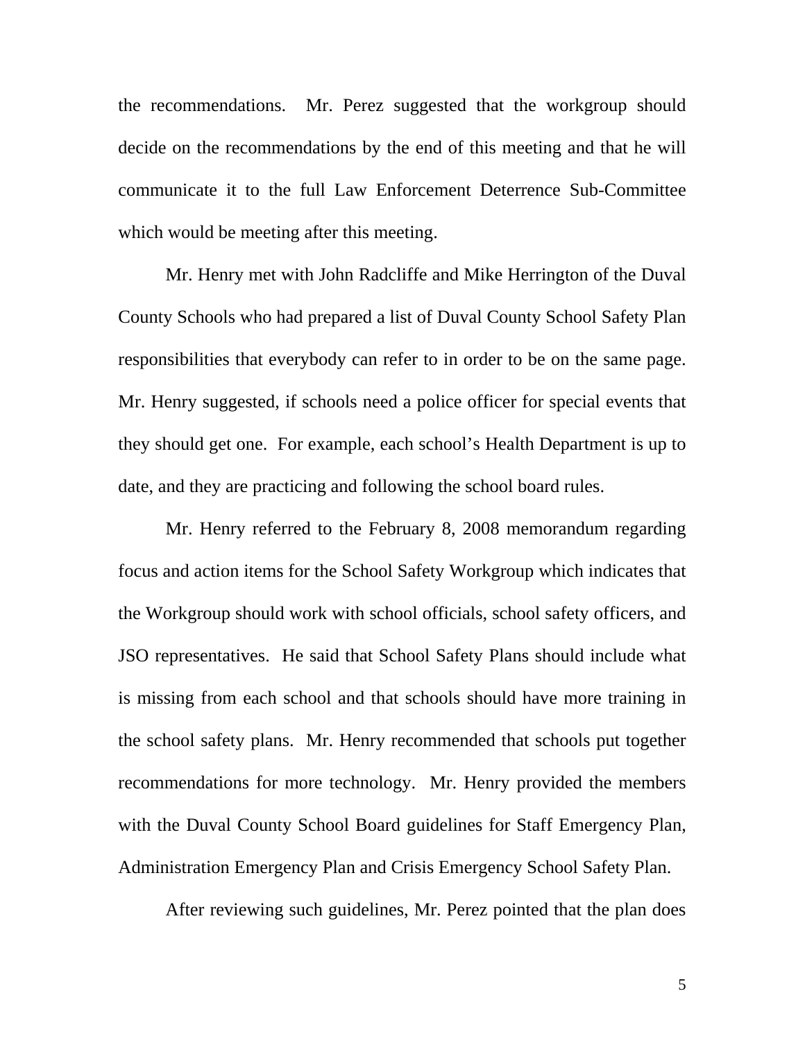the recommendations. Mr. Perez suggested that the workgroup should decide on the recommendations by the end of this meeting and that he will communicate it to the full Law Enforcement Deterrence Sub-Committee which would be meeting after this meeting.

Mr. Henry met with John Radcliffe and Mike Herrington of the Duval County Schools who had prepared a list of Duval County School Safety Plan responsibilities that everybody can refer to in order to be on the same page. Mr. Henry suggested, if schools need a police officer for special events that they should get one. For example, each school's Health Department is up to date, and they are practicing and following the school board rules.

Mr. Henry referred to the February 8, 2008 memorandum regarding focus and action items for the School Safety Workgroup which indicates that the Workgroup should work with school officials, school safety officers, and JSO representatives. He said that School Safety Plans should include what is missing from each school and that schools should have more training in the school safety plans. Mr. Henry recommended that schools put together recommendations for more technology. Mr. Henry provided the members with the Duval County School Board guidelines for Staff Emergency Plan, Administration Emergency Plan and Crisis Emergency School Safety Plan.

After reviewing such guidelines, Mr. Perez pointed that the plan does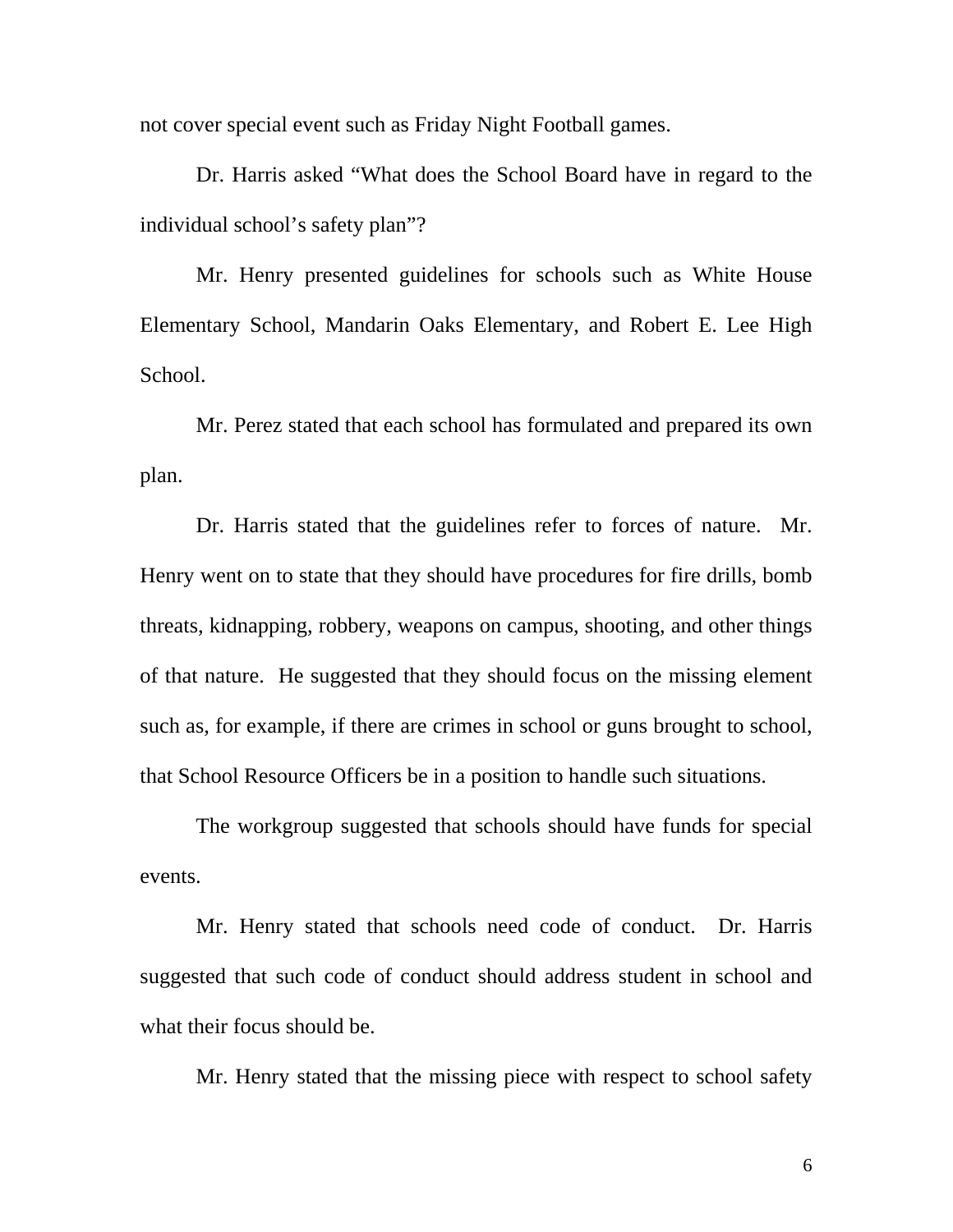not cover special event such as Friday Night Football games.

Dr. Harris asked “What does the School Board have in regard to the individual school’s safety plan”?

Mr. Henry presented guidelines for schools such as White House Elementary School, Mandarin Oaks Elementary, and Robert E. Lee High School.

Mr. Perez stated that each school has formulated and prepared its own plan.

Dr. Harris stated that the guidelines refer to forces of nature. Mr. Henry went on to state that they should have procedures for fire drills, bomb threats, kidnapping, robbery, weapons on campus, shooting, and other things of that nature. He suggested that they should focus on the missing element such as, for example, if there are crimes in school or guns brought to school, that School Resource Officers be in a position to handle such situations.

The workgroup suggested that schools should have funds for special events.

Mr. Henry stated that schools need code of conduct. Dr. Harris suggested that such code of conduct should address student in school and what their focus should be.

Mr. Henry stated that the missing piece with respect to school safety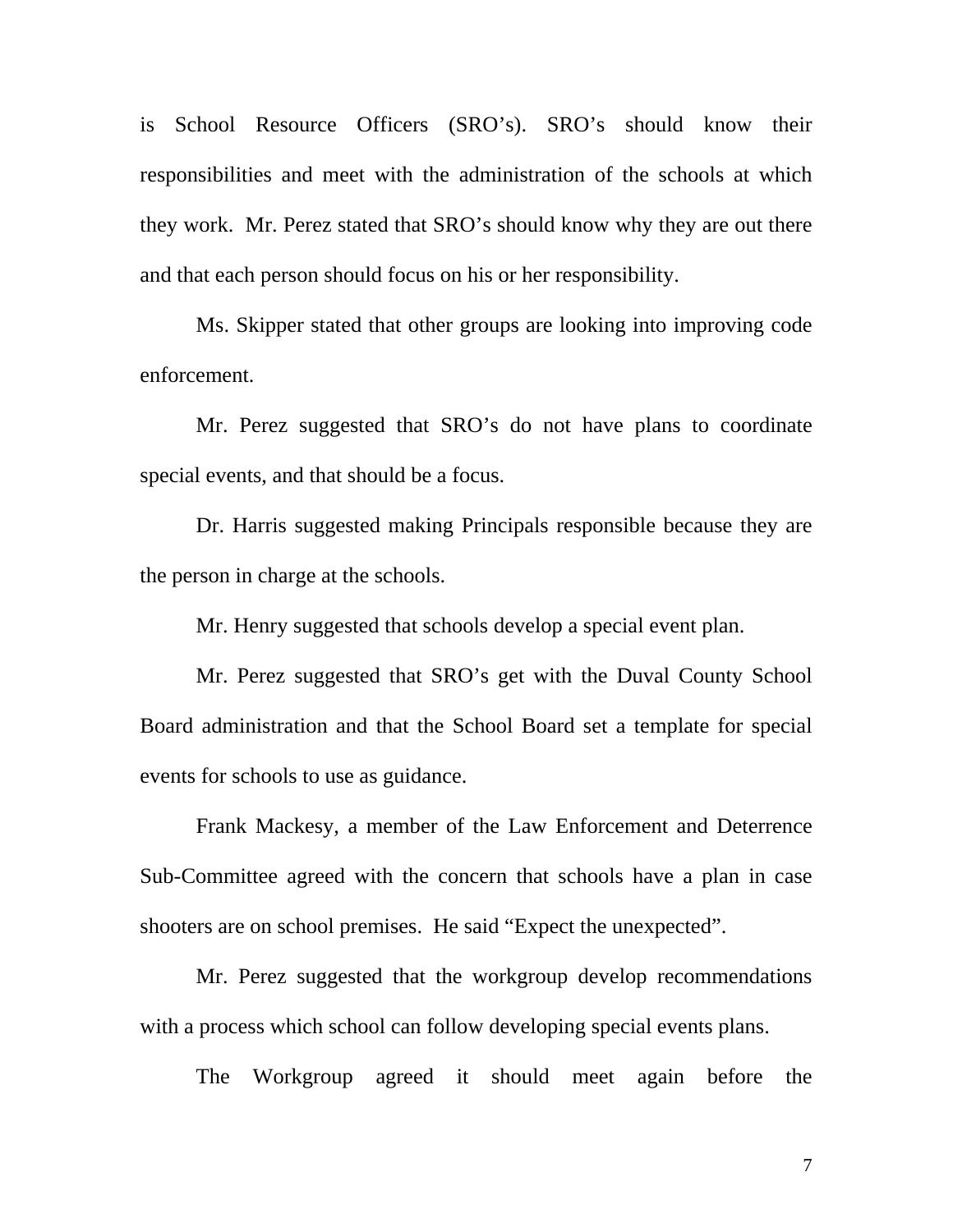is School Resource Officers (SRO's). SRO's should know their responsibilities and meet with the administration of the schools at which they work.  Mr. Perez stated that SRO's should know why they are out there and that each person should focus on his or her responsibility.

Ms. Skipper stated that other groups are looking into improving code enforcement.

Mr. Perez suggested that SRO's do not have plans to coordinate special events, and that should be a focus.

Dr. Harris suggested making Principals responsible because they are the person in charge at the schools.

Mr. Henry suggested that schools develop a special event plan.

Mr. Perez suggested that SRO's get with the Duval County School Board administration and that the School Board set a template for special events for schools to use as guidance.

Frank Mackesy, a member of the Law Enforcement and Deterrence Sub-Committee agreed with the concern that schools have a plan in case shooters are on school premises.  He said "Expect the unexpected".

Mr. Perez suggested that the workgroup develop recommendations with a process which school can follow developing special events plans.

The Workgroup agreed it should meet again before the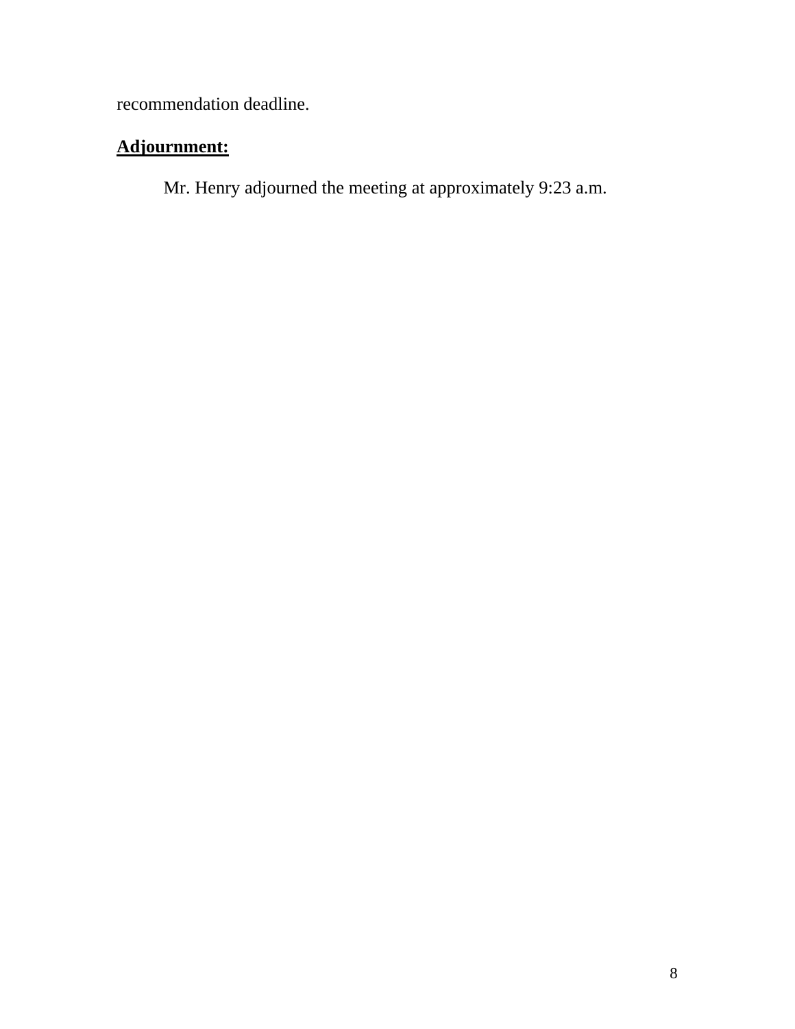recommendation deadline.

**Adjournment:**

Mr. Henry adjourned the meeting at approximately 9:23 a.m.